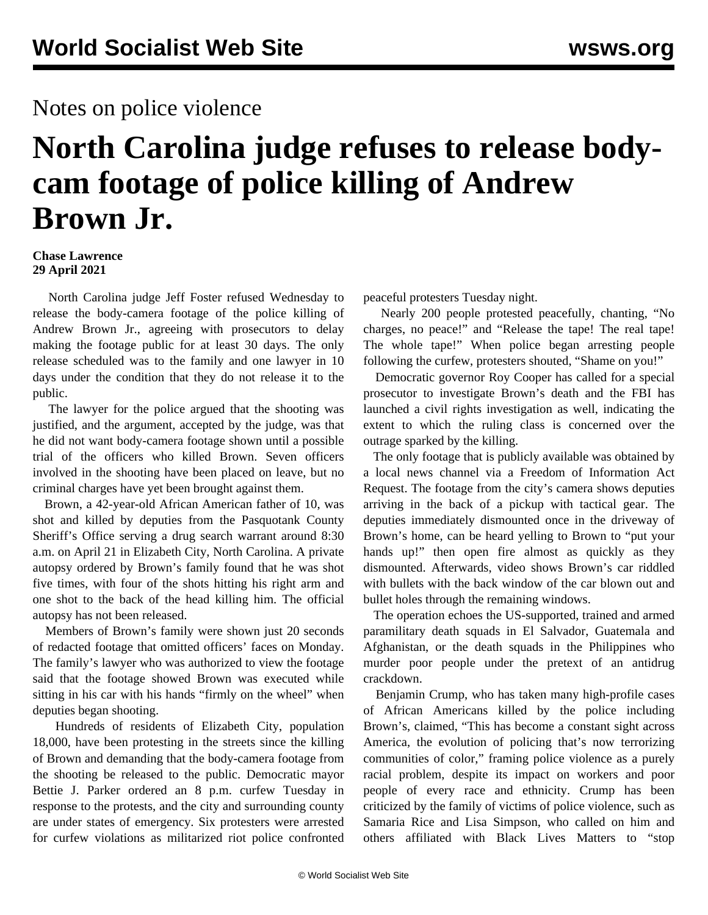Notes on police violence

# North Carolina judge refuses to release body-cam footage of police killing of Andrew Brown Jr.

**Chase Lawrence**
**29 April 2021**

North Carolina judge Jeff Foster refused Wednesday to release the body-camera footage of the police killing of Andrew Brown Jr., agreeing with prosecutors to delay making the footage public for at least 30 days. The only release scheduled was to the family and one lawyer in 10 days under the condition that they do not release it to the public.

The lawyer for the police argued that the shooting was justified, and the argument, accepted by the judge, was that he did not want body-camera footage shown until a possible trial of the officers who killed Brown. Seven officers involved in the shooting have been placed on leave, but no criminal charges have yet been brought against them.

Brown, a 42-year-old African American father of 10, was shot and killed by deputies from the Pasquotank County Sheriff's Office serving a drug search warrant around 8:30 a.m. on April 21 in Elizabeth City, North Carolina. A private autopsy ordered by Brown's family found that he was shot five times, with four of the shots hitting his right arm and one shot to the back of the head killing him. The official autopsy has not been released.

Members of Brown's family were shown just 20 seconds of redacted footage that omitted officers' faces on Monday. The family's lawyer who was authorized to view the footage said that the footage showed Brown was executed while sitting in his car with his hands "firmly on the wheel" when deputies began shooting.

Hundreds of residents of Elizabeth City, population 18,000, have been protesting in the streets since the killing of Brown and demanding that the body-camera footage from the shooting be released to the public. Democratic mayor Bettie J. Parker ordered an 8 p.m. curfew Tuesday in response to the protests, and the city and surrounding county are under states of emergency. Six protesters were arrested for curfew violations as militarized riot police confronted peaceful protesters Tuesday night.

Nearly 200 people protested peacefully, chanting, "No charges, no peace!" and "Release the tape! The real tape! The whole tape!" When police began arresting people following the curfew, protesters shouted, "Shame on you!"

Democratic governor Roy Cooper has called for a special prosecutor to investigate Brown's death and the FBI has launched a civil rights investigation as well, indicating the extent to which the ruling class is concerned over the outrage sparked by the killing.

The only footage that is publicly available was obtained by a local news channel via a Freedom of Information Act Request. The footage from the city's camera shows deputies arriving in the back of a pickup with tactical gear. The deputies immediately dismounted once in the driveway of Brown's home, can be heard yelling to Brown to "put your hands up!" then open fire almost as quickly as they dismounted. Afterwards, video shows Brown's car riddled with bullets with the back window of the car blown out and bullet holes through the remaining windows.

The operation echoes the US-supported, trained and armed paramilitary death squads in El Salvador, Guatemala and Afghanistan, or the death squads in the Philippines who murder poor people under the pretext of an antidrug crackdown.

Benjamin Crump, who has taken many high-profile cases of African Americans killed by the police including Brown's, claimed, "This has become a constant sight across America, the evolution of policing that's now terrorizing communities of color," framing police violence as a purely racial problem, despite its impact on workers and poor people of every race and ethnicity. Crump has been criticized by the family of victims of police violence, such as Samaria Rice and Lisa Simpson, who called on him and others affiliated with Black Lives Matters to "stop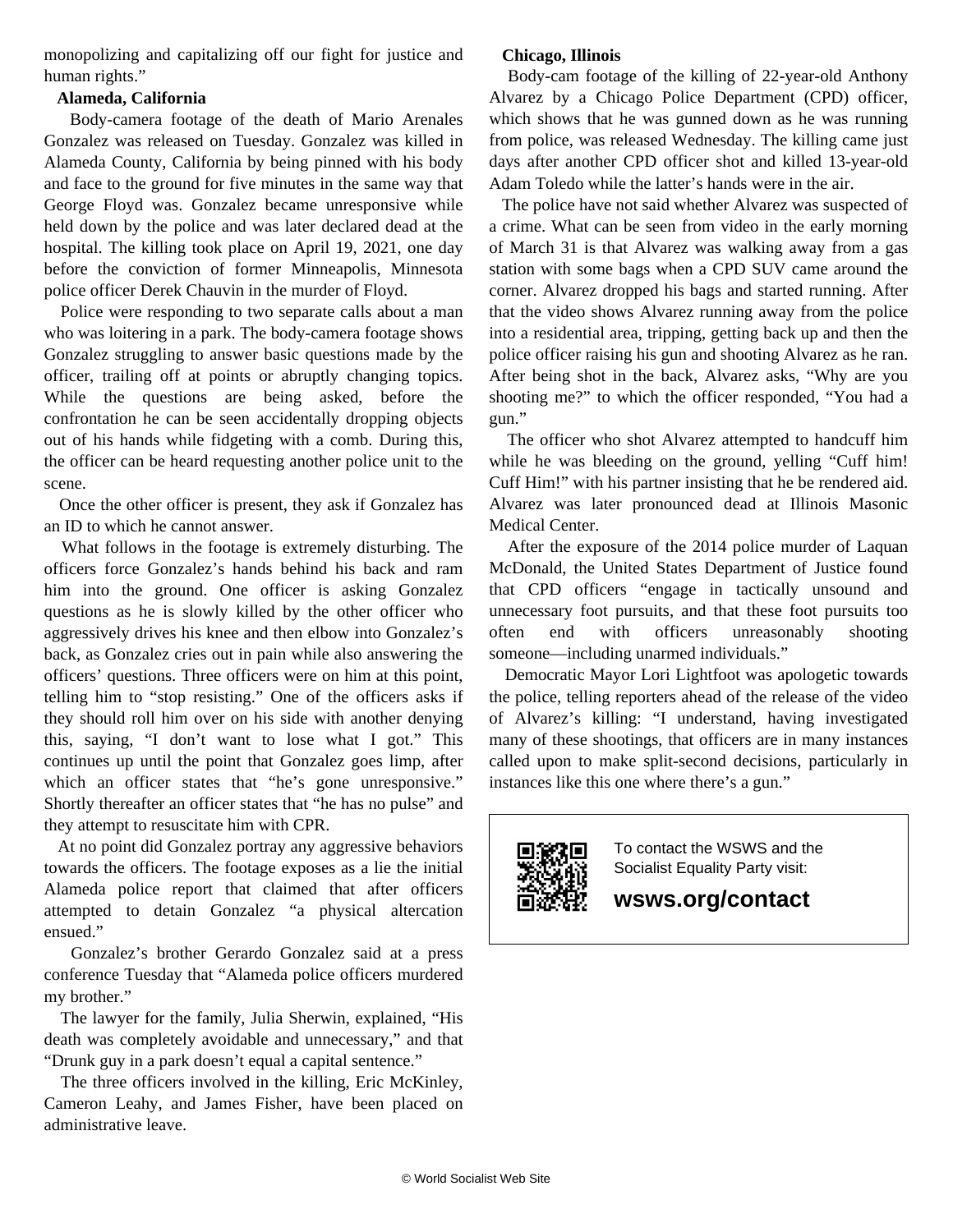monopolizing and capitalizing off our fight for justice and human rights."

**Alameda, California**

Body-camera footage of the death of Mario Arenales Gonzalez was released on Tuesday. Gonzalez was killed in Alameda County, California by being pinned with his body and face to the ground for five minutes in the same way that George Floyd was. Gonzalez became unresponsive while held down by the police and was later declared dead at the hospital. The killing took place on April 19, 2021, one day before the conviction of former Minneapolis, Minnesota police officer Derek Chauvin in the murder of Floyd.

Police were responding to two separate calls about a man who was loitering in a park. The body-camera footage shows Gonzalez struggling to answer basic questions made by the officer, trailing off at points or abruptly changing topics. While the questions are being asked, before the confrontation he can be seen accidentally dropping objects out of his hands while fidgeting with a comb. During this, the officer can be heard requesting another police unit to the scene.

Once the other officer is present, they ask if Gonzalez has an ID to which he cannot answer.

What follows in the footage is extremely disturbing. The officers force Gonzalez's hands behind his back and ram him into the ground. One officer is asking Gonzalez questions as he is slowly killed by the other officer who aggressively drives his knee and then elbow into Gonzalez's back, as Gonzalez cries out in pain while also answering the officers' questions. Three officers were on him at this point, telling him to "stop resisting." One of the officers asks if they should roll him over on his side with another denying this, saying, "I don't want to lose what I got." This continues up until the point that Gonzalez goes limp, after which an officer states that "he's gone unresponsive." Shortly thereafter an officer states that "he has no pulse" and they attempt to resuscitate him with CPR.

At no point did Gonzalez portray any aggressive behaviors towards the officers. The footage exposes as a lie the initial Alameda police report that claimed that after officers attempted to detain Gonzalez "a physical altercation ensued."

Gonzalez's brother Gerardo Gonzalez said at a press conference Tuesday that "Alameda police officers murdered my brother."

The lawyer for the family, Julia Sherwin, explained, "His death was completely avoidable and unnecessary," and that "Drunk guy in a park doesn't equal a capital sentence."

The three officers involved in the killing, Eric McKinley, Cameron Leahy, and James Fisher, have been placed on administrative leave.

**Chicago, Illinois**

Body-cam footage of the killing of 22-year-old Anthony Alvarez by a Chicago Police Department (CPD) officer, which shows that he was gunned down as he was running from police, was released Wednesday. The killing came just days after another CPD officer shot and killed 13-year-old Adam Toledo while the latter's hands were in the air.

The police have not said whether Alvarez was suspected of a crime. What can be seen from video in the early morning of March 31 is that Alvarez was walking away from a gas station with some bags when a CPD SUV came around the corner. Alvarez dropped his bags and started running. After that the video shows Alvarez running away from the police into a residential area, tripping, getting back up and then the police officer raising his gun and shooting Alvarez as he ran. After being shot in the back, Alvarez asks, "Why are you shooting me?" to which the officer responded, "You had a gun."

The officer who shot Alvarez attempted to handcuff him while he was bleeding on the ground, yelling "Cuff him! Cuff Him!" with his partner insisting that he be rendered aid. Alvarez was later pronounced dead at Illinois Masonic Medical Center.

After the exposure of the 2014 police murder of Laquan McDonald, the United States Department of Justice found that CPD officers "engage in tactically unsound and unnecessary foot pursuits, and that these foot pursuits too often end with officers unreasonably shooting someone—including unarmed individuals."

Democratic Mayor Lori Lightfoot was apologetic towards the police, telling reporters ahead of the release of the video of Alvarez's killing: "I understand, having investigated many of these shootings, that officers are in many instances called upon to make split-second decisions, particularly in instances like this one where there's a gun."

To contact the WSWS and the Socialist Equality Party visit:

**wsws.org/contact**